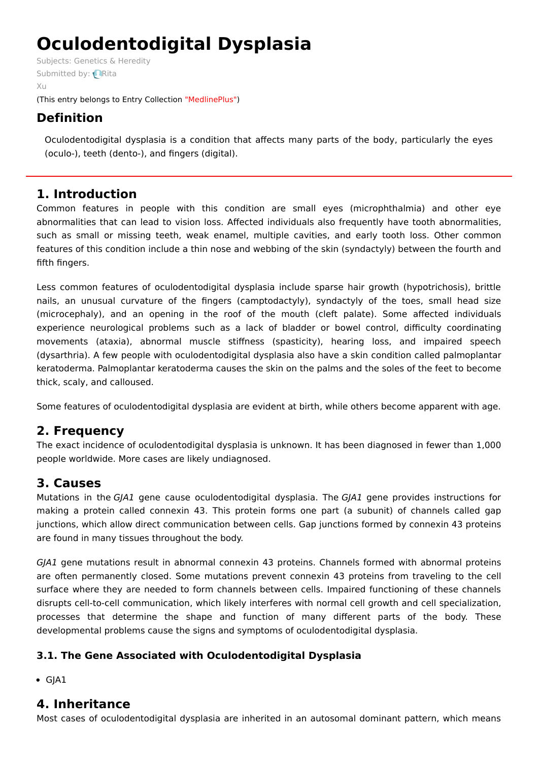# Oculodentodigital Dysplasia

Subjects: Genetics & Heredity

Submitted by: Rita Xu

(This entry belongs to Entry Collection "MedlinePlus")

## Definition

Oculodentodigital dysplasia is a condition that affects many parts of the body, particularly the eyes (oculo-), teeth (dento-), and fingers (digital).

## 1. Introduction

Common features in people with this condition are small eyes (microphthalmia) and other eye abnormalities that can lead to vision loss. Affected individuals also frequently have tooth abnormalities, such as small or missing teeth, weak enamel, multiple cavities, and early tooth loss. Other common features of this condition include a thin nose and webbing of the skin (syndactyly) between the fourth and fifth fingers.

Less common features of oculodentodigital dysplasia include sparse hair growth (hypotrichosis), brittle nails, an unusual curvature of the fingers (camptodactyly), syndactyly of the toes, small head size (microcephaly), and an opening in the roof of the mouth (cleft palate). Some affected individuals experience neurological problems such as a lack of bladder or bowel control, difficulty coordinating movements (ataxia), abnormal muscle stiffness (spasticity), hearing loss, and impaired speech (dysarthria). A few people with oculodentodigital dysplasia also have a skin condition called palmoplantar keratoderma. Palmoplantar keratoderma causes the skin on the palms and the soles of the feet to become thick, scaly, and calloused.

Some features of oculodentodigital dysplasia are evident at birth, while others become apparent with age.

## 2. Frequency

The exact incidence of oculodentodigital dysplasia is unknown. It has been diagnosed in fewer than 1,000 people worldwide. More cases are likely undiagnosed.

## 3. Causes

Mutations in the *GJA1* gene cause oculodentodigital dysplasia. The *GJA1* gene provides instructions for making a protein called connexin 43. This protein forms one part (a subunit) of channels called gap junctions, which allow direct communication between cells. Gap junctions formed by connexin 43 proteins are found in many tissues throughout the body.

*GJA1* gene mutations result in abnormal connexin 43 proteins. Channels formed with abnormal proteins are often permanently closed. Some mutations prevent connexin 43 proteins from traveling to the cell surface where they are needed to form channels between cells. Impaired functioning of these channels disrupts cell-to-cell communication, which likely interferes with normal cell growth and cell specialization, processes that determine the shape and function of many different parts of the body. These developmental problems cause the signs and symptoms of oculodentodigital dysplasia.

### 3.1. The Gene Associated with Oculodentodigital Dysplasia

- GJA1

## 4. Inheritance

Most cases of oculodentodigital dysplasia are inherited in an autosomal dominant pattern, which means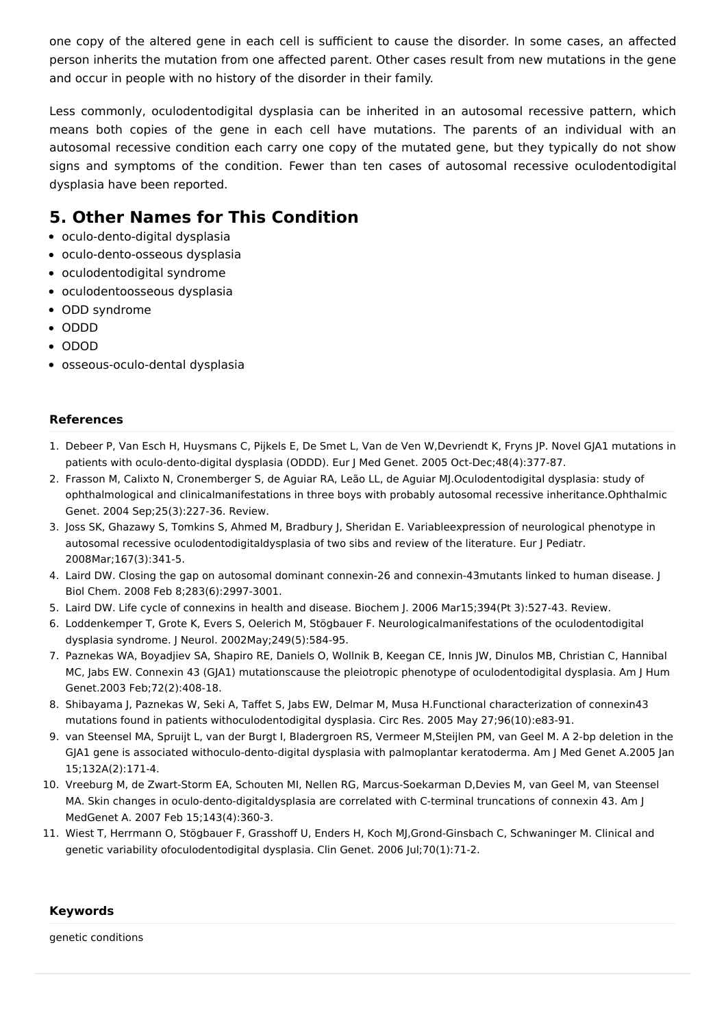one copy of the altered gene in each cell is sufficient to cause the disorder. In some cases, an affected person inherits the mutation from one affected parent. Other cases result from new mutations in the gene and occur in people with no history of the disorder in their family.

Less commonly, oculodentodigital dysplasia can be inherited in an autosomal recessive pattern, which means both copies of the gene in each cell have mutations. The parents of an individual with an autosomal recessive condition each carry one copy of the mutated gene, but they typically do not show signs and symptoms of the condition. Fewer than ten cases of autosomal recessive oculodentodigital dysplasia have been reported.

## 5. Other Names for This Condition

- oculo-dento-digital dysplasia
- oculo-dento-osseous dysplasia
- oculodentodigital syndrome
- oculodentoosseous dysplasia
- ODD syndrome
- ODDD
- ODOD
- osseous-oculo-dental dysplasia

### References

1. Debeer P, Van Esch H, Huysmans C, Pijkels E, De Smet L, Van de Ven W,Devriendt K, Fryns JP. Novel GJA1 mutations in patients with oculo-dento-digital dysplasia (ODDD). Eur J Med Genet. 2005 Oct-Dec;48(4):377-87.
2. Frasson M, Calixto N, Cronemberger S, de Aguiar RA, Leão LL, de Aguiar MJ.Oculodentodigital dysplasia: study of ophthalmological and clinicalmanifestations in three boys with probably autosomal recessive inheritance.Ophthalmic Genet. 2004 Sep;25(3):227-36. Review.
3. Joss SK, Ghazawy S, Tomkins S, Ahmed M, Bradbury J, Sheridan E. Variableexpression of neurological phenotype in autosomal recessive oculodentodigitaldysplasia of two sibs and review of the literature. Eur J Pediatr. 2008Mar;167(3):341-5.
4. Laird DW. Closing the gap on autosomal dominant connexin-26 and connexin-43mutants linked to human disease. J Biol Chem. 2008 Feb 8;283(6):2997-3001.
5. Laird DW. Life cycle of connexins in health and disease. Biochem J. 2006 Mar15;394(Pt 3):527-43. Review.
6. Loddenkemper T, Grote K, Evers S, Oelerich M, Stögbauer F. Neurologicalmanifestations of the oculodentodigital dysplasia syndrome. J Neurol. 2002May;249(5):584-95.
7. Paznekas WA, Boyadjiev SA, Shapiro RE, Daniels O, Wollnik B, Keegan CE, Innis JW, Dinulos MB, Christian C, Hannibal MC, Jabs EW. Connexin 43 (GJA1) mutationscause the pleiotropic phenotype of oculodentodigital dysplasia. Am J Hum Genet.2003 Feb;72(2):408-18.
8. Shibayama J, Paznekas W, Seki A, Taffet S, Jabs EW, Delmar M, Musa H.Functional characterization of connexin43 mutations found in patients withoculodentodigital dysplasia. Circ Res. 2005 May 27;96(10):e83-91.
9. van Steensel MA, Spruijt L, van der Burgt I, Bladergroen RS, Vermeer M,Steijlen PM, van Geel M. A 2-bp deletion in the GJA1 gene is associated withoculo-dento-digital dysplasia with palmoplantar keratoderma. Am J Med Genet A.2005 Jan 15;132A(2):171-4.
10. Vreeburg M, de Zwart-Storm EA, Schouten MI, Nellen RG, Marcus-Soekarman D,Devies M, van Geel M, van Steensel MA. Skin changes in oculo-dento-digitaldysplasia are correlated with C-terminal truncations of connexin 43. Am J MedGenet A. 2007 Feb 15;143(4):360-3.
11. Wiest T, Herrmann O, Stögbauer F, Grasshoff U, Enders H, Koch MJ,Grond-Ginsbach C, Schwaninger M. Clinical and genetic variability ofoculodentodigital dysplasia. Clin Genet. 2006 Jul;70(1):71-2.

### Keywords

genetic conditions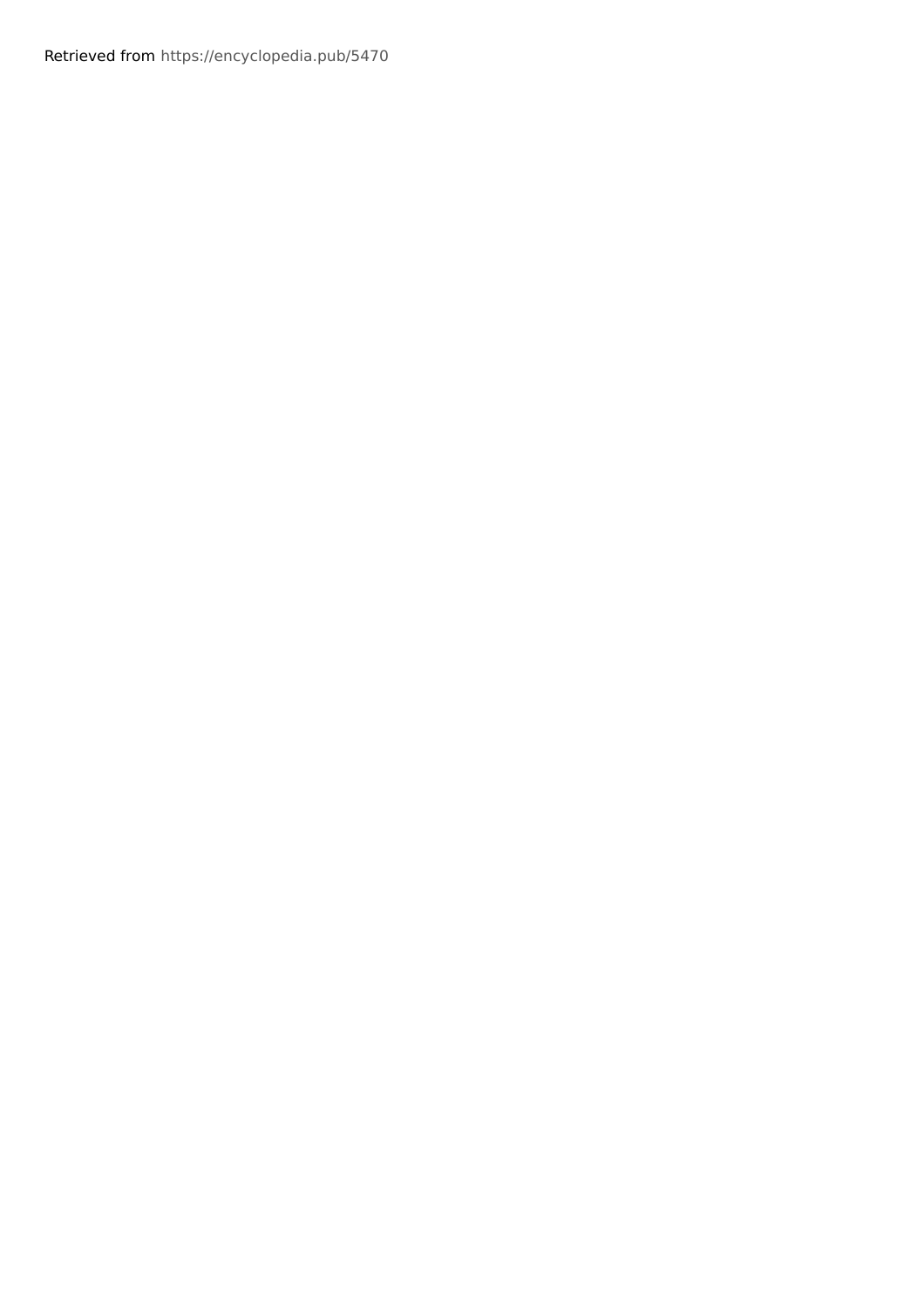Retrieved from https://encyclopedia.pub/5470